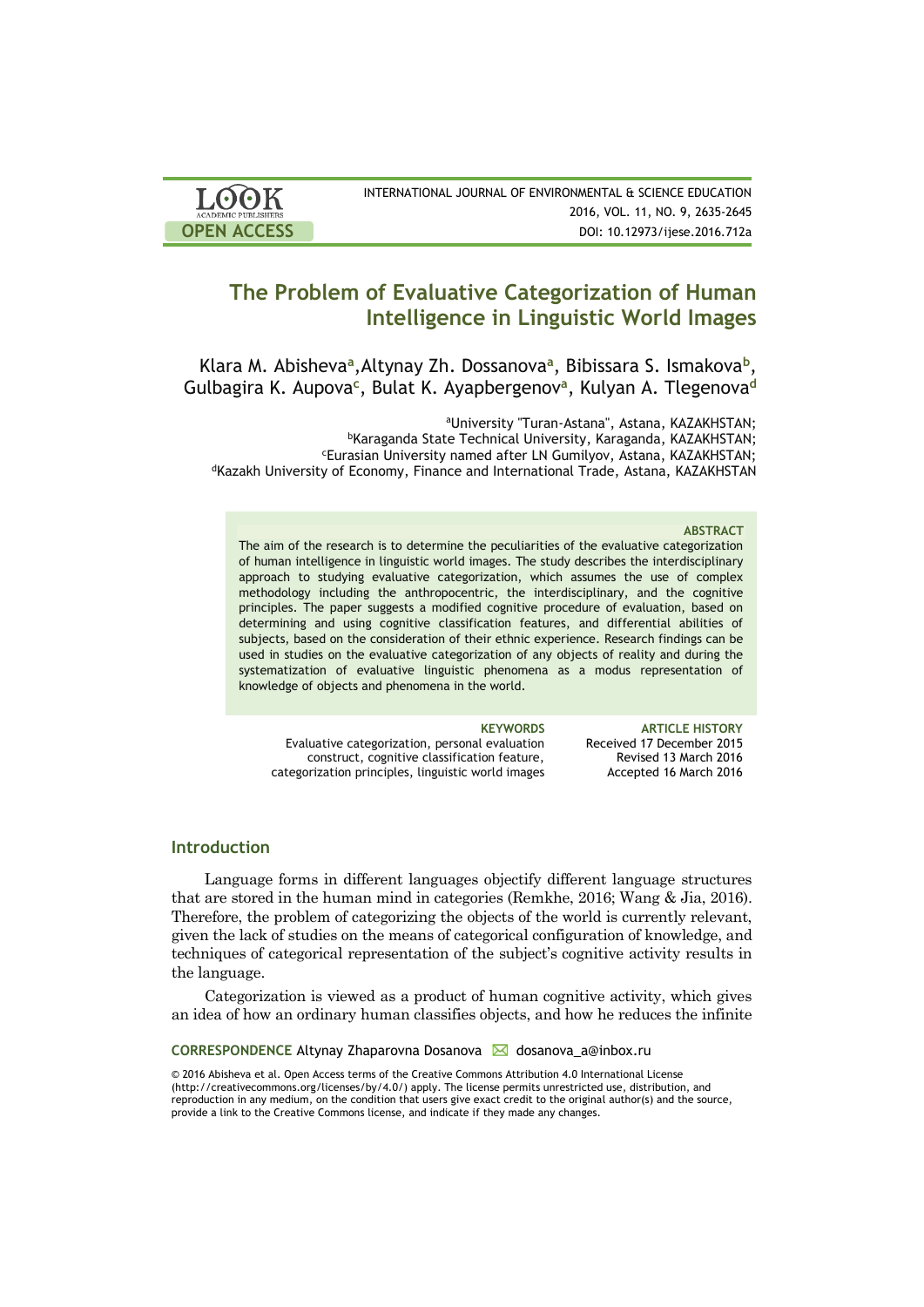# The Problem of Evaluative Categorization of Human Intelligence in Linguistic World Images

Klara M. Abisheva[a], Altynay Zh. Dossanova[a], Bibissara S. Ismakova[b], Gulbagira K. Aupova[c], Bulat K. Ayapbergenov[a], Kulyan A. Tlegenova[d]

[a]University "Turan-Astana", Astana, KAZAKHSTAN;
[b]Karaganda State Technical University, Karaganda, KAZAKHSTAN;
[c]Eurasian University named after LN Gumilyov, Astana, KAZAKHSTAN;
[d]Kazakh University of Economy, Finance and International Trade, Astana, KAZAKHSTAN

**ABSTRACT**

The aim of the research is to determine the peculiarities of the evaluative categorization of human intelligence in linguistic world images. The study describes the interdisciplinary approach to studying evaluative categorization, which assumes the use of complex methodology including the anthropocentric, the interdisciplinary, and the cognitive principles. The paper suggests a modified cognitive procedure of evaluation, based on determining and using cognitive classification features, and differential abilities of subjects, based on the consideration of their ethnic experience. Research findings can be used in studies on the evaluative categorization of any objects of reality and during the systematization of evaluative linguistic phenomena as a modus representation of knowledge of objects and phenomena in the world.

**KEYWORDS**
Evaluative categorization, personal evaluation construct, cognitive classification feature, categorization principles, linguistic world images

**ARTICLE HISTORY**
Received 17 December 2015
Revised 13 March 2016
Accepted 16 March 2016

## Introduction

Language forms in different languages objectify different language structures that are stored in the human mind in categories (Remkhe, 2016; Wang & Jia, 2016). Therefore, the problem of categorizing the objects of the world is currently relevant, given the lack of studies on the means of categorical configuration of knowledge, and techniques of categorical representation of the subject's cognitive activity results in the language.

Categorization is viewed as a product of human cognitive activity, which gives an idea of how an ordinary human classifies objects, and how he reduces the infinite

**CORRESPONDENCE** Altynay Zhaparovna Dosanova ✉ dosanova_a@inbox.ru

© 2016 Abisheva et al. Open Access terms of the Creative Commons Attribution 4.0 International License (http://creativecommons.org/licenses/by/4.0/) apply. The license permits unrestricted use, distribution, and reproduction in any medium, on the condition that users give exact credit to the original author(s) and the source, provide a link to the Creative Commons license, and indicate if they made any changes.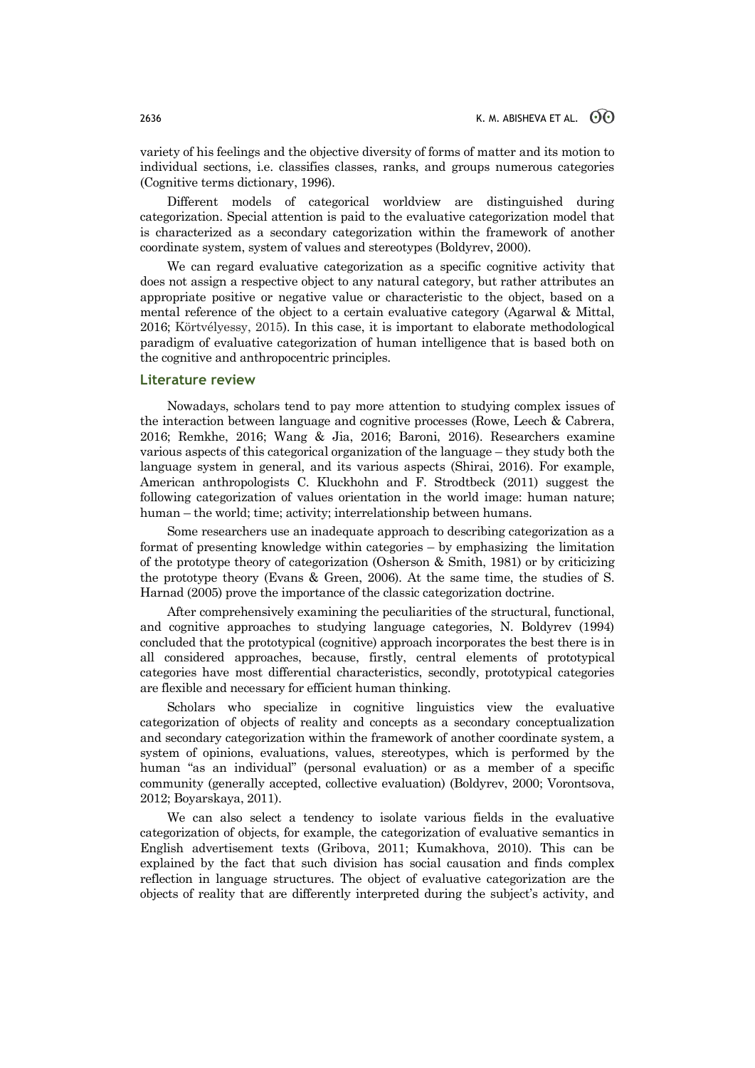variety of his feelings and the objective diversity of forms of matter and its motion to individual sections, i.e. classifies classes, ranks, and groups numerous categories (Cognitive terms dictionary, 1996).

Different models of categorical worldview are distinguished during categorization. Special attention is paid to the evaluative categorization model that is characterized as a secondary categorization within the framework of another coordinate system, system of values and stereotypes (Boldyrev, 2000).

We can regard evaluative categorization as a specific cognitive activity that does not assign a respective object to any natural category, but rather attributes an appropriate positive or negative value or characteristic to the object, based on a mental reference of the object to a certain evaluative category (Agarwal & Mittal, 2016; Körtvélyessy, 2015). In this case, it is important to elaborate methodological paradigm of evaluative categorization of human intelligence that is based both on the cognitive and anthropocentric principles.

## Literature review

Nowadays, scholars tend to pay more attention to studying complex issues of the interaction between language and cognitive processes (Rowe, Leech & Cabrera, 2016; Remkhe, 2016; Wang & Jia, 2016; Baroni, 2016). Researchers examine various aspects of this categorical organization of the language – they study both the language system in general, and its various aspects (Shirai, 2016). For example, American anthropologists C. Kluckhohn and F. Strodtbeck (2011) suggest the following categorization of values orientation in the world image: human nature; human – the world; time; activity; interrelationship between humans.

Some researchers use an inadequate approach to describing categorization as a format of presenting knowledge within categories – by emphasizing the limitation of the prototype theory of categorization (Osherson & Smith, 1981) or by criticizing the prototype theory (Evans & Green, 2006). At the same time, the studies of S. Harnad (2005) prove the importance of the classic categorization doctrine.

After comprehensively examining the peculiarities of the structural, functional, and cognitive approaches to studying language categories, N. Boldyrev (1994) concluded that the prototypical (cognitive) approach incorporates the best there is in all considered approaches, because, firstly, central elements of prototypical categories have most differential characteristics, secondly, prototypical categories are flexible and necessary for efficient human thinking.

Scholars who specialize in cognitive linguistics view the evaluative categorization of objects of reality and concepts as a secondary conceptualization and secondary categorization within the framework of another coordinate system, a system of opinions, evaluations, values, stereotypes, which is performed by the human "as an individual" (personal evaluation) or as a member of a specific community (generally accepted, collective evaluation) (Boldyrev, 2000; Vorontsova, 2012; Boyarskaya, 2011).

We can also select a tendency to isolate various fields in the evaluative categorization of objects, for example, the categorization of evaluative semantics in English advertisement texts (Gribova, 2011; Kumakhova, 2010). This can be explained by the fact that such division has social causation and finds complex reflection in language structures. The object of evaluative categorization are the objects of reality that are differently interpreted during the subject's activity, and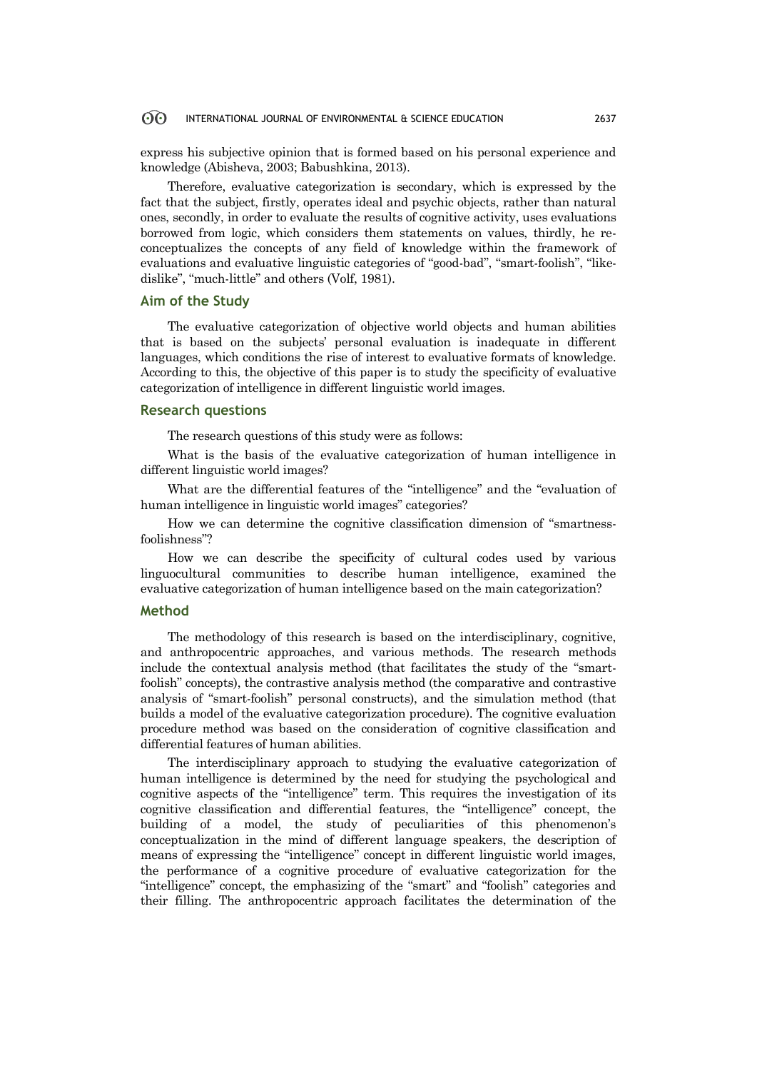express his subjective opinion that is formed based on his personal experience and knowledge (Abisheva, 2003; Babushkina, 2013).

Therefore, evaluative categorization is secondary, which is expressed by the fact that the subject, firstly, operates ideal and psychic objects, rather than natural ones, secondly, in order to evaluate the results of cognitive activity, uses evaluations borrowed from logic, which considers them statements on values, thirdly, he re-conceptualizes the concepts of any field of knowledge within the framework of evaluations and evaluative linguistic categories of "good-bad", "smart-foolish", "like-dislike", "much-little" and others (Volf, 1981).

## Aim of the Study

The evaluative categorization of objective world objects and human abilities that is based on the subjects' personal evaluation is inadequate in different languages, which conditions the rise of interest to evaluative formats of knowledge. According to this, the objective of this paper is to study the specificity of evaluative categorization of intelligence in different linguistic world images.

## Research questions

The research questions of this study were as follows:

What is the basis of the evaluative categorization of human intelligence in different linguistic world images?

What are the differential features of the "intelligence" and the "evaluation of human intelligence in linguistic world images" categories?

How we can determine the cognitive classification dimension of "smartness-foolishness"?

How we can describe the specificity of cultural codes used by various linguocultural communities to describe human intelligence, examined the evaluative categorization of human intelligence based on the main categorization?

## Method

The methodology of this research is based on the interdisciplinary, cognitive, and anthropocentric approaches, and various methods. The research methods include the contextual analysis method (that facilitates the study of the "smart-foolish" concepts), the contrastive analysis method (the comparative and contrastive analysis of "smart-foolish" personal constructs), and the simulation method (that builds a model of the evaluative categorization procedure). The cognitive evaluation procedure method was based on the consideration of cognitive classification and differential features of human abilities.

The interdisciplinary approach to studying the evaluative categorization of human intelligence is determined by the need for studying the psychological and cognitive aspects of the "intelligence" term. This requires the investigation of its cognitive classification and differential features, the "intelligence" concept, the building of a model, the study of peculiarities of this phenomenon's conceptualization in the mind of different language speakers, the description of means of expressing the "intelligence" concept in different linguistic world images, the performance of a cognitive procedure of evaluative categorization for the "intelligence" concept, the emphasizing of the "smart" and "foolish" categories and their filling. The anthropocentric approach facilitates the determination of the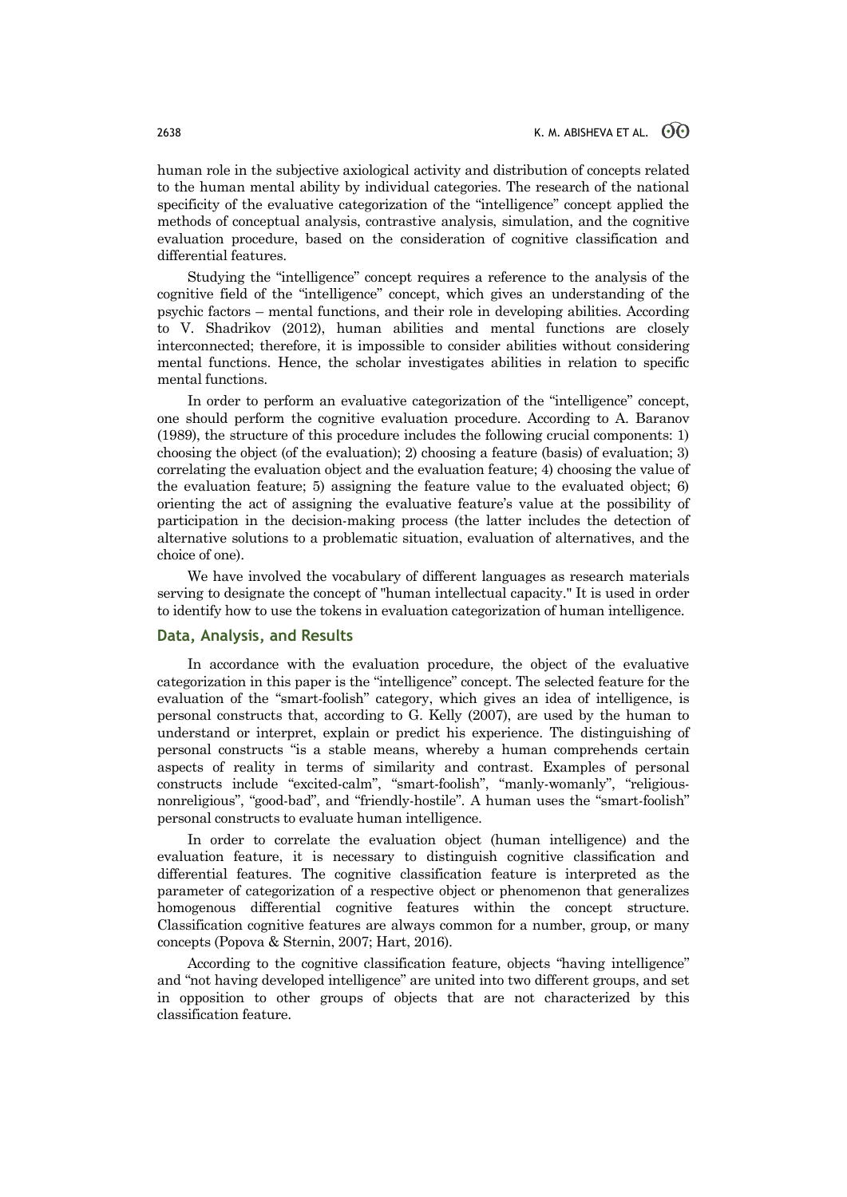human role in the subjective axiological activity and distribution of concepts related to the human mental ability by individual categories. The research of the national specificity of the evaluative categorization of the "intelligence" concept applied the methods of conceptual analysis, contrastive analysis, simulation, and the cognitive evaluation procedure, based on the consideration of cognitive classification and differential features.

Studying the "intelligence" concept requires a reference to the analysis of the cognitive field of the "intelligence" concept, which gives an understanding of the psychic factors – mental functions, and their role in developing abilities. According to V. Shadrikov (2012), human abilities and mental functions are closely interconnected; therefore, it is impossible to consider abilities without considering mental functions. Hence, the scholar investigates abilities in relation to specific mental functions.

In order to perform an evaluative categorization of the "intelligence" concept, one should perform the cognitive evaluation procedure. According to A. Baranov (1989), the structure of this procedure includes the following crucial components: 1) choosing the object (of the evaluation); 2) choosing a feature (basis) of evaluation; 3) correlating the evaluation object and the evaluation feature; 4) choosing the value of the evaluation feature; 5) assigning the feature value to the evaluated object; 6) orienting the act of assigning the evaluative feature's value at the possibility of participation in the decision-making process (the latter includes the detection of alternative solutions to a problematic situation, evaluation of alternatives, and the choice of one).

We have involved the vocabulary of different languages as research materials serving to designate the concept of "human intellectual capacity." It is used in order to identify how to use the tokens in evaluation categorization of human intelligence.

## Data, Analysis, and Results

In accordance with the evaluation procedure, the object of the evaluative categorization in this paper is the "intelligence" concept. The selected feature for the evaluation of the "smart-foolish" category, which gives an idea of intelligence, is personal constructs that, according to G. Kelly (2007), are used by the human to understand or interpret, explain or predict his experience. The distinguishing of personal constructs "is a stable means, whereby a human comprehends certain aspects of reality in terms of similarity and contrast. Examples of personal constructs include "excited-calm", "smart-foolish", "manly-womanly", "religious-nonreligious", "good-bad", and "friendly-hostile". A human uses the "smart-foolish" personal constructs to evaluate human intelligence.

In order to correlate the evaluation object (human intelligence) and the evaluation feature, it is necessary to distinguish cognitive classification and differential features. The cognitive classification feature is interpreted as the parameter of categorization of a respective object or phenomenon that generalizes homogenous differential cognitive features within the concept structure. Classification cognitive features are always common for a number, group, or many concepts (Popova & Sternin, 2007; Hart, 2016).

According to the cognitive classification feature, objects "having intelligence" and "not having developed intelligence" are united into two different groups, and set in opposition to other groups of objects that are not characterized by this classification feature.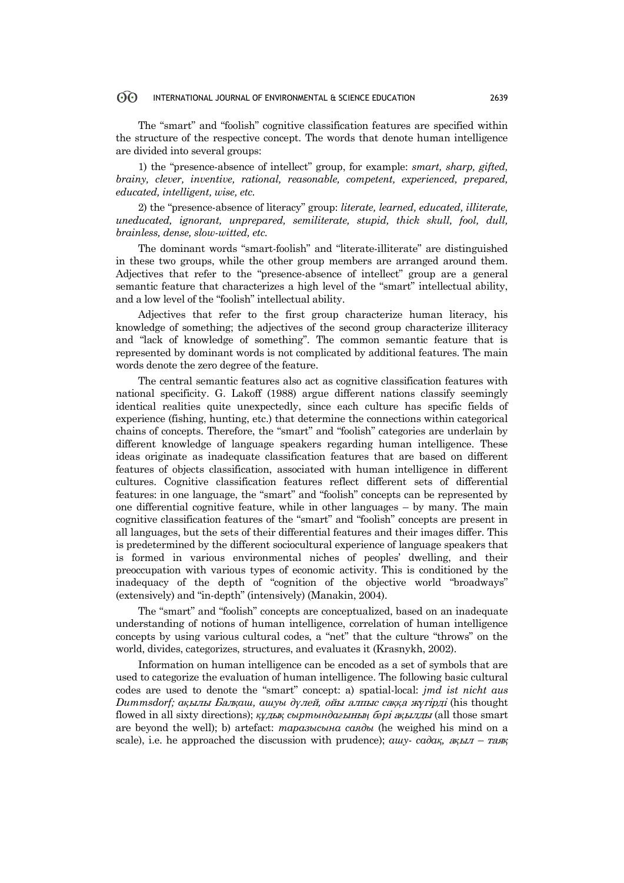The "smart" and "foolish" cognitive classification features are specified within the structure of the respective concept. The words that denote human intelligence are divided into several groups:

1) the "presence-absence of intellect" group, for example: *smart, sharp, gifted, brainy, clever, inventive, rational, reasonable, competent, experienced, prepared, educated, intelligent, wise, etc.*

2) the "presence-absence of literacy" group: *literate, learned, educated, illiterate, uneducated, ignorant, unprepared, semiliterate, stupid, thick skull, fool, dull, brainless, dense, slow-witted, etc.*

The dominant words "smart-foolish" and "literate-illiterate" are distinguished in these two groups, while the other group members are arranged around them. Adjectives that refer to the "presence-absence of intellect" group are a general semantic feature that characterizes a high level of the "smart" intellectual ability, and a low level of the "foolish" intellectual ability.

Adjectives that refer to the first group characterize human literacy, his knowledge of something; the adjectives of the second group characterize illiteracy and "lack of knowledge of something". The common semantic feature that is represented by dominant words is not complicated by additional features. The main words denote the zero degree of the feature.

The central semantic features also act as cognitive classification features with national specificity. G. Lakoff (1988) argue different nations classify seemingly identical realities quite unexpectedly, since each culture has specific fields of experience (fishing, hunting, etc.) that determine the connections within categorical chains of concepts. Therefore, the "smart" and "foolish" categories are underlain by different knowledge of language speakers regarding human intelligence. These ideas originate as inadequate classification features that are based on different features of objects classification, associated with human intelligence in different cultures. Cognitive classification features reflect different sets of differential features: in one language, the "smart" and "foolish" concepts can be represented by one differential cognitive feature, while in other languages – by many. The main cognitive classification features of the "smart" and "foolish" concepts are present in all languages, but the sets of their differential features and their images differ. This is predetermined by the different sociocultural experience of language speakers that is formed in various environmental niches of peoples' dwelling, and their preoccupation with various types of economic activity. This is conditioned by the inadequacy of the depth of "cognition of the objective world "broadways" (extensively) and "in-depth" (intensively) (Manakin, 2004).

The "smart" and "foolish" concepts are conceptualized, based on an inadequate understanding of notions of human intelligence, correlation of human intelligence concepts by using various cultural codes, a "net" that the culture "throws" on the world, divides, categorizes, structures, and evaluates it (Krasnykh, 2002).

Information on human intelligence can be encoded as a set of symbols that are used to categorize the evaluation of human intelligence. The following basic cultural codes are used to denote the "smart" concept: a) spatial-local: *jmd ist nicht aus Dummsdorf; ақылы Балқаш, ашуы дүлей, ойы алпыс саққа жүгірді* (his thought flowed in all sixty directions); *құдық сыртындағының бәрі ақылды* (all those smart are beyond the well); b) artefact: *таразысына саяды* (he weighed his mind on a scale), i.e. he approached the discussion with prudence); *ашу- садақ, ақыл – таяқ*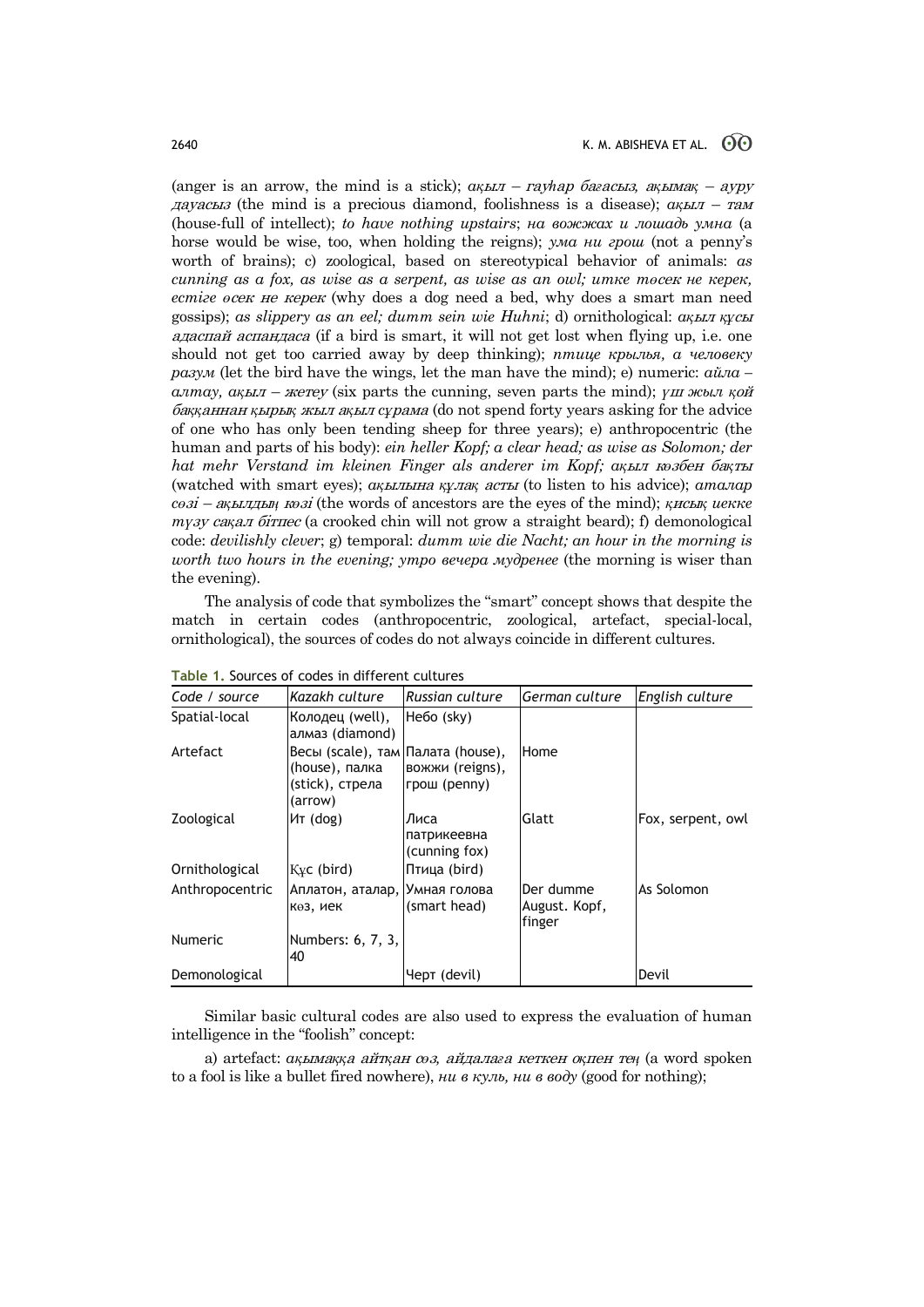(anger is an arrow, the mind is a stick); *ақыл – гауһар бағасыз, ақымақ – ауру дауасыз* (the mind is a precious diamond, foolishness is a disease); *ақыл – там* (house-full of intellect); *to have nothing upstairs*; *на вожжах и лошадь умна* (a horse would be wise, too, when holding the reigns); *ума ни грош* (not a penny's worth of brains); c) zoological, based on stereotypical behavior of animals: *as cunning as a fox, as wise as a serpent, as wise as an owl; итке төсек не керек, естіге өсек не керек* (why does a dog need a bed, why does a smart man need gossips); *as slippery as an eel; dumm sein wie Huhni*; d) ornithological: *ақыл құсы адаспай аспандаса* (if a bird is smart, it will not get lost when flying up, i.e. one should not get too carried away by deep thinking); *птице крылья, а человеку разум* (let the bird have the wings, let the man have the mind); e) numeric: *айла – алтау, ақыл – жетеу* (six parts the cunning, seven parts the mind); *үш жыл қой баққаннан қырық жыл ақыл сұрама* (do not spend forty years asking for the advice of one who has only been tending sheep for three years); e) anthropocentric (the human and parts of his body): *ein heller Kopf; a clear head; as wise as Solomon; der hat mehr Verstand im kleinen Finger als anderer im Kopf; ақыл көзбен бақты* (watched with smart eyes); *ақылына құлақ асты* (to listen to his advice); *аталар сөзі – ақылдың көзі* (the words of ancestors are the eyes of the mind); *қисық иекке түзу сақал бітпес* (a crooked chin will not grow a straight beard); f) demonological code: *devilishly clever*; g) temporal: *dumm wie die Nacht; an hour in the morning is worth two hours in the evening; утро вечера мудренее* (the morning is wiser than the evening).

The analysis of code that symbolizes the "smart" concept shows that despite the match in certain codes (anthropocentric, zoological, artefact, special-local, ornithological), the sources of codes do not always coincide in different cultures.

**Table 1.** Sources of codes in different cultures

| Code / source | Kazakh culture | Russian culture | German culture | English culture |
|---|---|---|---|---|
| Spatial-local | Колодец (well), алмаз (diamond) | Небо (sky) | | |
| Artefact | Весы (scale), там (house), палка (stick), стрела (arrow) | Палата (house), вожжи (reigns), грош (penny) | Home | |
| Zoological | Ит (dog) | Лиса патрикеевна (cunning fox) | Glatt | Fox, serpent, owl |
| Ornithological | Құс (bird) | Птица (bird) | | |
| Anthropocentric | Аплатон, аталар, көз, иек | Умная голова (smart head) | Der dumme August. Kopf, finger | As Solomon |
| Numeric | Numbers: 6, 7, 3, 40 | | | |
| Demonological | | Черт (devil) | | Devil |

Similar basic cultural codes are also used to express the evaluation of human intelligence in the "foolish" concept:

a) artefact: *ақымаққа айтқан сөз, айдалаға кеткен оқпен тең* (a word spoken to a fool is like a bullet fired nowhere), *ни в куль, ни в воду* (good for nothing);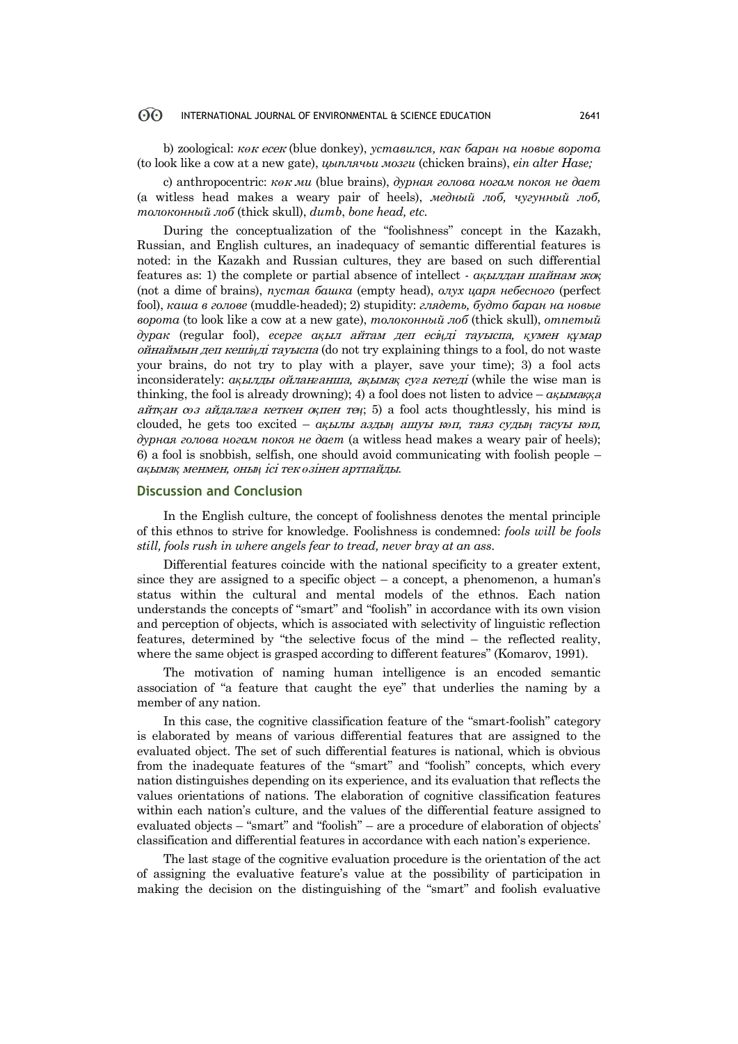b) zoological: *көк есек* (blue donkey), *уставился, как баран на новые ворота* (to look like a cow at a new gate), *цыплячьи мозги* (chicken brains), *ein alter Hase;*

c) anthropocentric: *көк ми* (blue brains), *дурная голова ногам покоя не дает* (a witless head makes a weary pair of heels), *медный лоб, чугунный лоб, толоконный лоб* (thick skull), *dumb*, *bone head, etc.*

During the conceptualization of the "foolishness" concept in the Kazakh, Russian, and English cultures, an inadequacy of semantic differential features is noted: in the Kazakh and Russian cultures, they are based on such differential features as: 1) the complete or partial absence of intellect - *ақылдан шайнам жоқ* (not a dime of brains), *пустая башка* (empty head), *олух царя небесного* (perfect fool), *каша в голове* (muddle-headed); 2) stupidity: *глядеть, будто баран на новые ворота* (to look like a cow at a new gate), *толоконный лоб* (thick skull), *отпетый дурак* (regular fool), *есерге ақыл айтам деп есіңді тауыспа, қумен құмар ойнаймын деп кешіңді тауыспа* (do not try explaining things to a fool, do not waste your brains, do not try to play with a player, save your time); 3) a fool acts inconsiderately: *ақылды ойланғанша, ақымақ суға кетеді* (while the wise man is thinking, the fool is already drowning); 4) a fool does not listen to advice – *ақымаққа айтқан сөз айдалаға кеткен өкпен тең*; 5) a fool acts thoughtlessly, his mind is clouded, he gets too excited – *ақылы аздың ашуы көп, таяз судың тасуы көп, дурная голова ногам покоя не дает* (a witless head makes a weary pair of heels); 6) a fool is snobbish, selfish, one should avoid communicating with foolish people – *ақымақ менмен, оның ісі тек өзінен артпайды.*

## Discussion and Conclusion

In the English culture, the concept of foolishness denotes the mental principle of this ethnos to strive for knowledge. Foolishness is condemned: *fools will be fools still, fools rush in where angels fear to tread, never bray at an ass*.

Differential features coincide with the national specificity to a greater extent, since they are assigned to a specific object – a concept, a phenomenon, a human's status within the cultural and mental models of the ethnos. Each nation understands the concepts of "smart" and "foolish" in accordance with its own vision and perception of objects, which is associated with selectivity of linguistic reflection features, determined by "the selective focus of the mind – the reflected reality, where the same object is grasped according to different features" (Komarov, 1991).

The motivation of naming human intelligence is an encoded semantic association of "a feature that caught the eye" that underlies the naming by a member of any nation.

In this case, the cognitive classification feature of the "smart-foolish" category is elaborated by means of various differential features that are assigned to the evaluated object. The set of such differential features is national, which is obvious from the inadequate features of the "smart" and "foolish" concepts, which every nation distinguishes depending on its experience, and its evaluation that reflects the values orientations of nations. The elaboration of cognitive classification features within each nation's culture, and the values of the differential feature assigned to evaluated objects – "smart" and "foolish" – are a procedure of elaboration of objects' classification and differential features in accordance with each nation's experience.

The last stage of the cognitive evaluation procedure is the orientation of the act of assigning the evaluative feature's value at the possibility of participation in making the decision on the distinguishing of the "smart" and foolish evaluative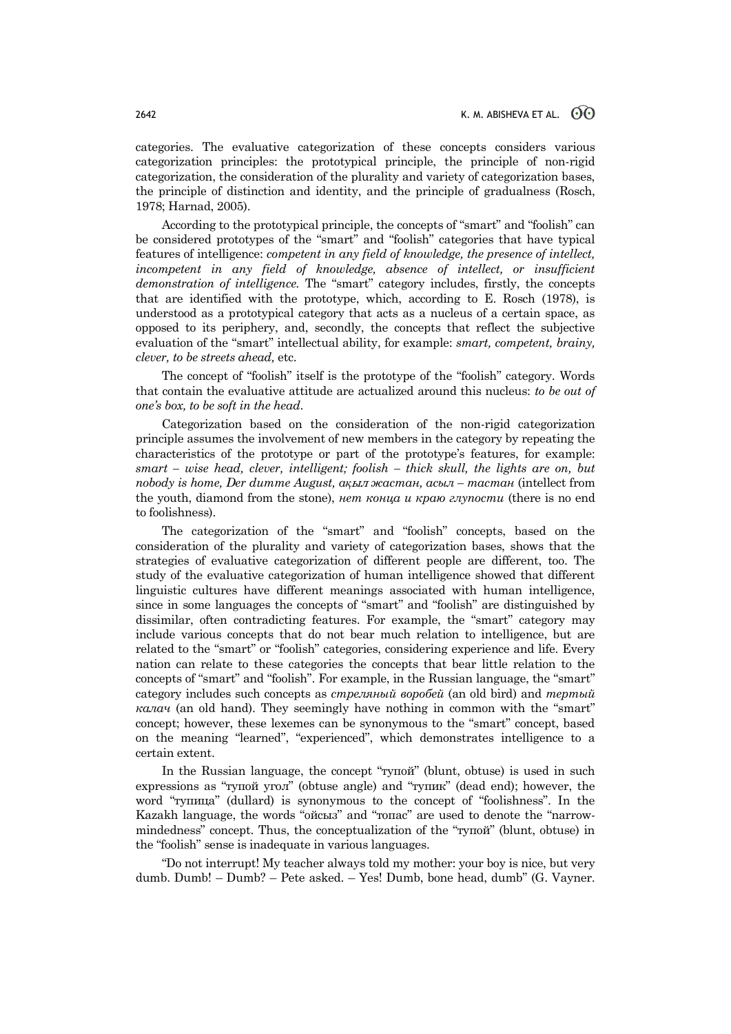categories. The evaluative categorization of these concepts considers various categorization principles: the prototypical principle, the principle of non-rigid categorization, the consideration of the plurality and variety of categorization bases, the principle of distinction and identity, and the principle of gradualness (Rosch, 1978; Harnad, 2005).

According to the prototypical principle, the concepts of "smart" and "foolish" can be considered prototypes of the "smart" and "foolish" categories that have typical features of intelligence: *competent in any field of knowledge, the presence of intellect, incompetent in any field of knowledge, absence of intellect, or insufficient demonstration of intelligence.* The "smart" category includes, firstly, the concepts that are identified with the prototype, which, according to E. Rosch (1978), is understood as a prototypical category that acts as a nucleus of a certain space, as opposed to its periphery, and, secondly, the concepts that reflect the subjective evaluation of the "smart" intellectual ability, for example: *smart, competent, brainy, clever, to be streets ahead,* etc.

The concept of "foolish" itself is the prototype of the "foolish" category. Words that contain the evaluative attitude are actualized around this nucleus: *to be out of one's box, to be soft in the head*.

Categorization based on the consideration of the non-rigid categorization principle assumes the involvement of new members in the category by repeating the characteristics of the prototype or part of the prototype's features, for example: *smart – wise head, clever, intelligent; foolish – thick skull, the lights are on, but nobody is home, Der dumme August, ақыл жастан, асыл – тастан* (intellect from the youth, diamond from the stone), *нет конца и краю глупости* (there is no end to foolishness).

The categorization of the "smart" and "foolish" concepts, based on the consideration of the plurality and variety of categorization bases, shows that the strategies of evaluative categorization of different people are different, too. The study of the evaluative categorization of human intelligence showed that different linguistic cultures have different meanings associated with human intelligence, since in some languages the concepts of "smart" and "foolish" are distinguished by dissimilar, often contradicting features. For example, the "smart" category may include various concepts that do not bear much relation to intelligence, but are related to the "smart" or "foolish" categories, considering experience and life. Every nation can relate to these categories the concepts that bear little relation to the concepts of "smart" and "foolish". For example, in the Russian language, the "smart" category includes such concepts as *стреляный воробей* (an old bird) and *тертый калач* (an old hand). They seemingly have nothing in common with the "smart" concept; however, these lexemes can be synonymous to the "smart" concept, based on the meaning "learned", "experienced", which demonstrates intelligence to a certain extent.

In the Russian language, the concept "тупой" (blunt, obtuse) is used in such expressions as "тупой угол" (obtuse angle) and "тупик" (dead end); however, the word "тупица" (dullard) is synonymous to the concept of "foolishness". In the Kazakh language, the words "ойсыз" and "топас" are used to denote the "narrow-mindedness" concept. Thus, the conceptualization of the "тупой" (blunt, obtuse) in the "foolish" sense is inadequate in various languages.

"Do not interrupt! My teacher always told my mother: your boy is nice, but very dumb. Dumb! – Dumb? – Pete asked. – Yes! Dumb, bone head, dumb" (G. Vayner.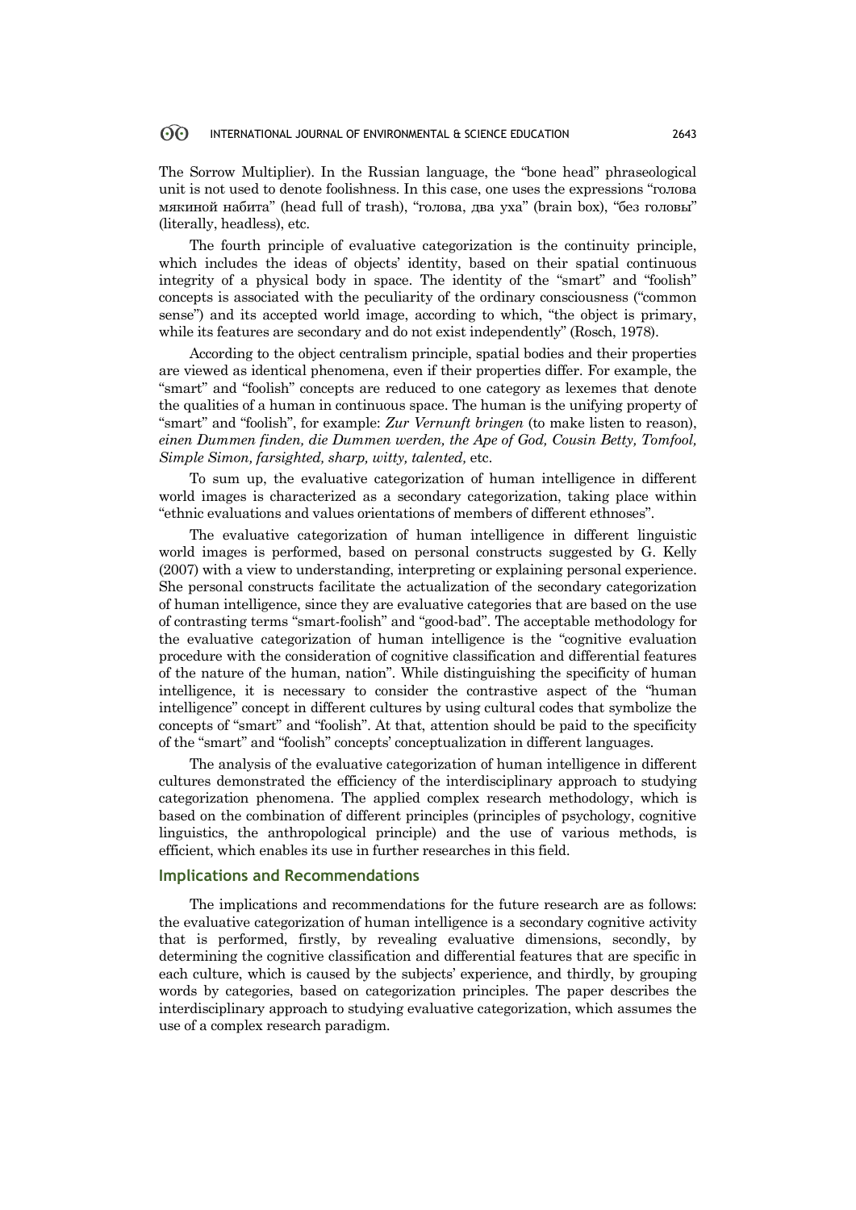The Sorrow Multiplier). In the Russian language, the "bone head" phraseological unit is not used to denote foolishness. In this case, one uses the expressions "голова мякиной набита" (head full of trash), "голова, два уха" (brain box), "без головы" (literally, headless), etc.

The fourth principle of evaluative categorization is the continuity principle, which includes the ideas of objects' identity, based on their spatial continuous integrity of a physical body in space. The identity of the "smart" and "foolish" concepts is associated with the peculiarity of the ordinary consciousness ("common sense") and its accepted world image, according to which, "the object is primary, while its features are secondary and do not exist independently" (Rosch, 1978).

According to the object centralism principle, spatial bodies and their properties are viewed as identical phenomena, even if their properties differ. For example, the "smart" and "foolish" concepts are reduced to one category as lexemes that denote the qualities of a human in continuous space. The human is the unifying property of "smart" and "foolish", for example: ***Zur Vernunft bringen*** (to make listen to reason), *einen Dummen finden, die Dummen werden, the Ape of God, Cousin Betty, Tomfool, Simple Simon, farsighted, sharp, witty, talented,* etc.

To sum up, the evaluative categorization of human intelligence in different world images is characterized as a secondary categorization, taking place within "ethnic evaluations and values orientations of members of different ethnoses".

The evaluative categorization of human intelligence in different linguistic world images is performed, based on personal constructs suggested by G. Kelly (2007) with a view to understanding, interpreting or explaining personal experience. She personal constructs facilitate the actualization of the secondary categorization of human intelligence, since they are evaluative categories that are based on the use of contrasting terms "smart-foolish" and "good-bad". The acceptable methodology for the evaluative categorization of human intelligence is the "cognitive evaluation procedure with the consideration of cognitive classification and differential features of the nature of the human, nation". While distinguishing the specificity of human intelligence, it is necessary to consider the contrastive aspect of the "human intelligence" concept in different cultures by using cultural codes that symbolize the concepts of "smart" and "foolish". At that, attention should be paid to the specificity of the "smart" and "foolish" concepts' conceptualization in different languages.

The analysis of the evaluative categorization of human intelligence in different cultures demonstrated the efficiency of the interdisciplinary approach to studying categorization phenomena. The applied complex research methodology, which is based on the combination of different principles (principles of psychology, cognitive linguistics, the anthropological principle) and the use of various methods, is efficient, which enables its use in further researches in this field.

## Implications and Recommendations

The implications and recommendations for the future research are as follows: the evaluative categorization of human intelligence is a secondary cognitive activity that is performed, firstly, by revealing evaluative dimensions, secondly, by determining the cognitive classification and differential features that are specific in each culture, which is caused by the subjects' experience, and thirdly, by grouping words by categories, based on categorization principles. The paper describes the interdisciplinary approach to studying evaluative categorization, which assumes the use of a complex research paradigm.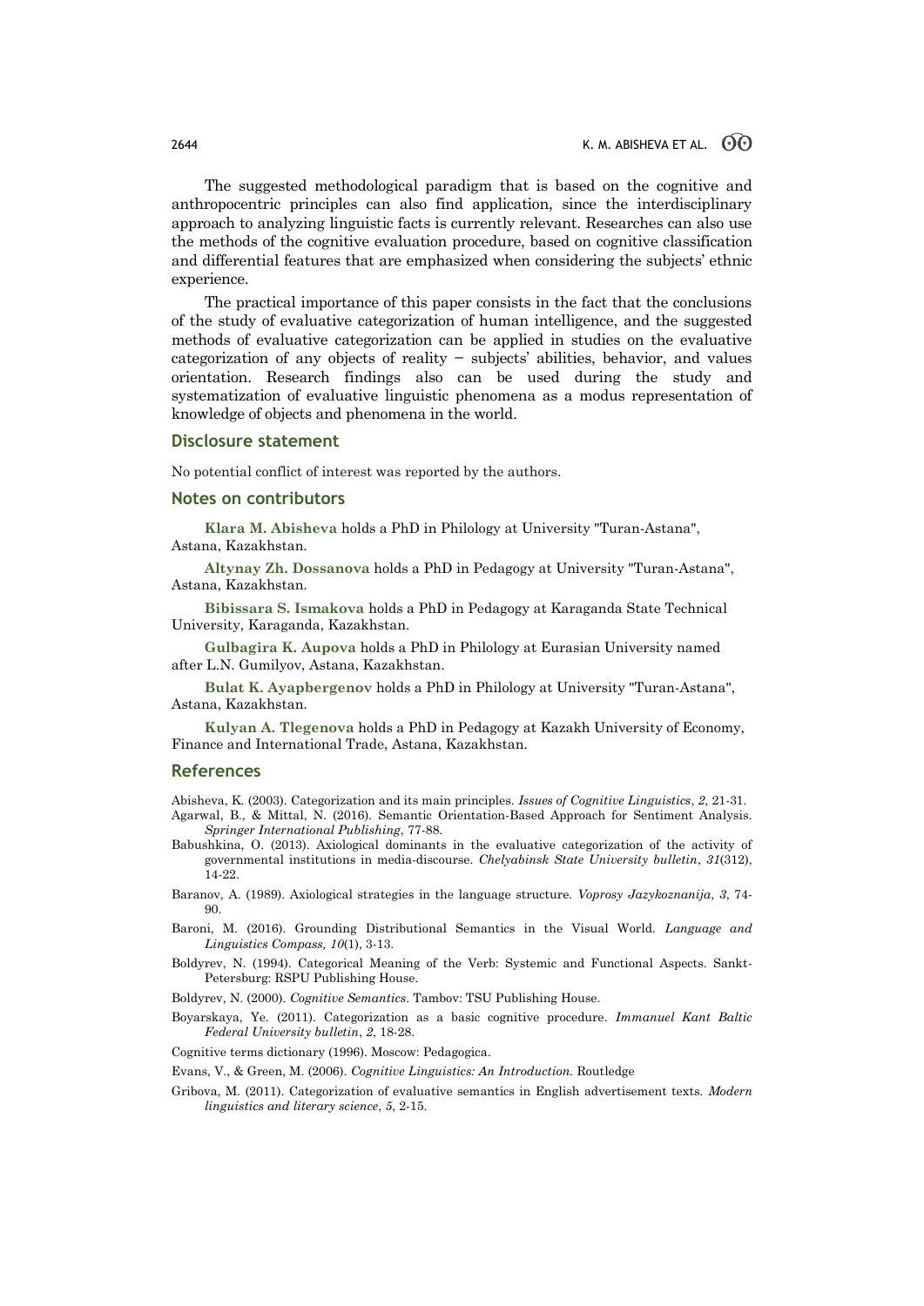The suggested methodological paradigm that is based on the cognitive and anthropocentric principles can also find application, since the interdisciplinary approach to analyzing linguistic facts is currently relevant. Researches can also use the methods of the cognitive evaluation procedure, based on cognitive classification and differential features that are emphasized when considering the subjects' ethnic experience.

The practical importance of this paper consists in the fact that the conclusions of the study of evaluative categorization of human intelligence, and the suggested methods of evaluative categorization can be applied in studies on the evaluative categorization of any objects of reality – subjects' abilities, behavior, and values orientation. Research findings also can be used during the study and systematization of evaluative linguistic phenomena as a modus representation of knowledge of objects and phenomena in the world.

## Disclosure statement

No potential conflict of interest was reported by the authors.

## Notes on contributors

**Klara M. Abisheva** holds a PhD in Philology at University "Turan-Astana", Astana, Kazakhstan.

**Altynay Zh. Dossanova** holds a PhD in Pedagogy at University "Turan-Astana", Astana, Kazakhstan.

**Bibissara S. Ismakova** holds a PhD in Pedagogy at Karaganda State Technical University, Karaganda, Kazakhstan.

**Gulbagira K. Aupova** holds a PhD in Philology at Eurasian University named after L.N. Gumilyov, Astana, Kazakhstan.

**Bulat K. Ayapbergenov** holds a PhD in Philology at University "Turan-Astana", Astana, Kazakhstan.

**Kulyan A. Tlegenova** holds a PhD in Pedagogy at Kazakh University of Economy, Finance and International Trade, Astana, Kazakhstan.

## References

Abisheva, K. (2003). Categorization and its main principles. *Issues of Cognitive Linguistics*, *2,* 21-31.

Agarwal, B., & Mittal, N. (2016). Semantic Orientation-Based Approach for Sentiment Analysis. *Springer International Publishing*, 77-88.

Babushkina, O. (2013). Axiological dominants in the evaluative categorization of the activity of governmental institutions in media-discourse. *Chelyabinsk State University bulletin*, *31*(312), 14-22.

Baranov, A. (1989). Axiological strategies in the language structure. *Voprosy Jazykoznanija*, *3*, 74-90.

Baroni, M. (2016). Grounding Distributional Semantics in the Visual World. *Language and Linguistics Compass, 10*(1), 3-13.

Boldyrev, N. (1994). Categorical Meaning of the Verb: Systemic and Functional Aspects. Sankt-Petersburg: RSPU Publishing House.

Boldyrev, N. (2000). *Cognitive Semantics*. Tambov: TSU Publishing House.

Boyarskaya, Ye. (2011). Categorization as a basic cognitive procedure. *Immanuel Kant Baltic Federal University bulletin*, *2*, 18-28.

Cognitive terms dictionary (1996). Moscow: Pedagogica.

Evans, V., & Green, M. (2006). *Cognitive Linguistics: An Introduction.* Routledge

Gribova, M. (2011). Categorization of evaluative semantics in English advertisement texts. *Modern linguistics and literary science*, *5*, 2-15.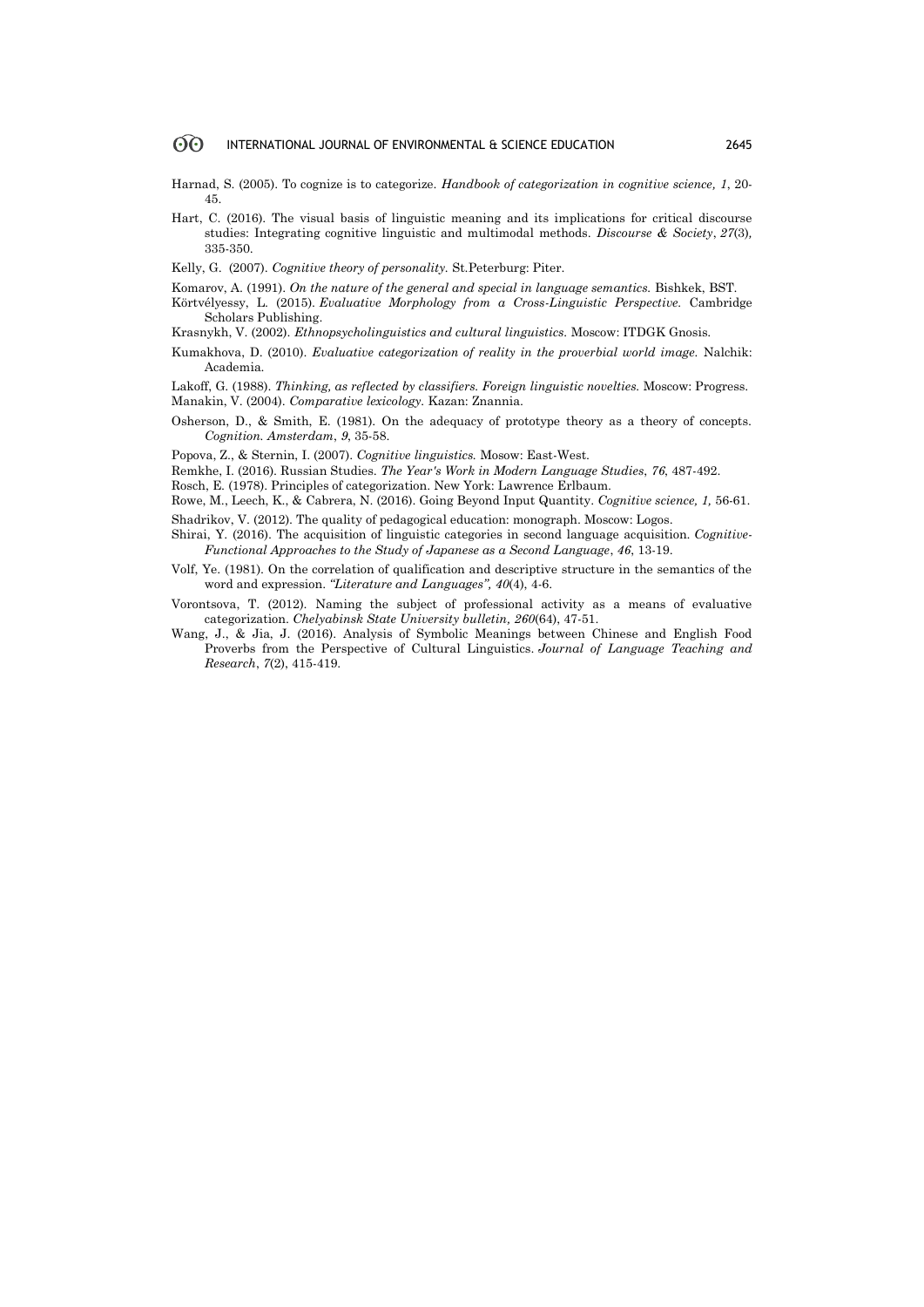Harnad, S. (2005). To cognize is to categorize. *Handbook of categorization in cognitive science, 1*, 20-45.

Hart, C. (2016). The visual basis of linguistic meaning and its implications for critical discourse studies: Integrating cognitive linguistic and multimodal methods. *Discourse & Society*, *27*(3), 335-350.

Kelly, G. (2007). *Cognitive theory of personality.* St.Peterburg: Piter.

Komarov, A. (1991). *On the nature of the general and special in language semantics.* Bishkek, BST.

Körtvélyessy, L. (2015). *Evaluative Morphology from a Cross-Linguistic Perspective.* Cambridge Scholars Publishing.

Krasnykh, V. (2002). *Ethnopsycholinguistics and cultural linguistics.* Moscow: ITDGK Gnosis.

Kumakhova, D. (2010). *Evaluative categorization of reality in the proverbial world image.* Nalchik: Academia.

Lakoff, G. (1988). *Thinking, as reflected by classifiers. Foreign linguistic novelties.* Moscow: Progress.

Manakin, V. (2004). *Comparative lexicology.* Kazan: Znannia.

Osherson, D., & Smith, E. (1981). On the adequacy of prototype theory as a theory of concepts. *Cognition. Amsterdam*, *9*, 35-58.

Popova, Z., & Sternin, I. (2007). *Cognitive linguistics.* Mosow: East-West.

Remkhe, I. (2016). Russian Studies. *The Year's Work in Modern Language Studies*, *76*, 487-492.

Rosch, E. (1978). Principles of categorization. New York: Lawrence Erlbaum.

Rowe, M., Leech, K., & Cabrera, N. (2016). Going Beyond Input Quantity. *Cognitive science, 1,* 56-61.

Shadrikov, V. (2012). The quality of pedagogical education: monograph. Moscow: Logos.

Shirai, Y. (2016). The acquisition of linguistic categories in second language acquisition. *Cognitive-Functional Approaches to the Study of Japanese as a Second Language*, *46*, 13-19.

Volf, Ye. (1981). On the correlation of qualification and descriptive structure in the semantics of the word and expression. *"Literature and Languages", 40*(4), 4-6.

Vorontsova, T. (2012). Naming the subject of professional activity as a means of evaluative categorization. *Chelyabinsk State University bulletin*, *260*(64), 47-51.

Wang, J., & Jia, J. (2016). Analysis of Symbolic Meanings between Chinese and English Food Proverbs from the Perspective of Cultural Linguistics. *Journal of Language Teaching and Research*, *7*(2), 415-419.